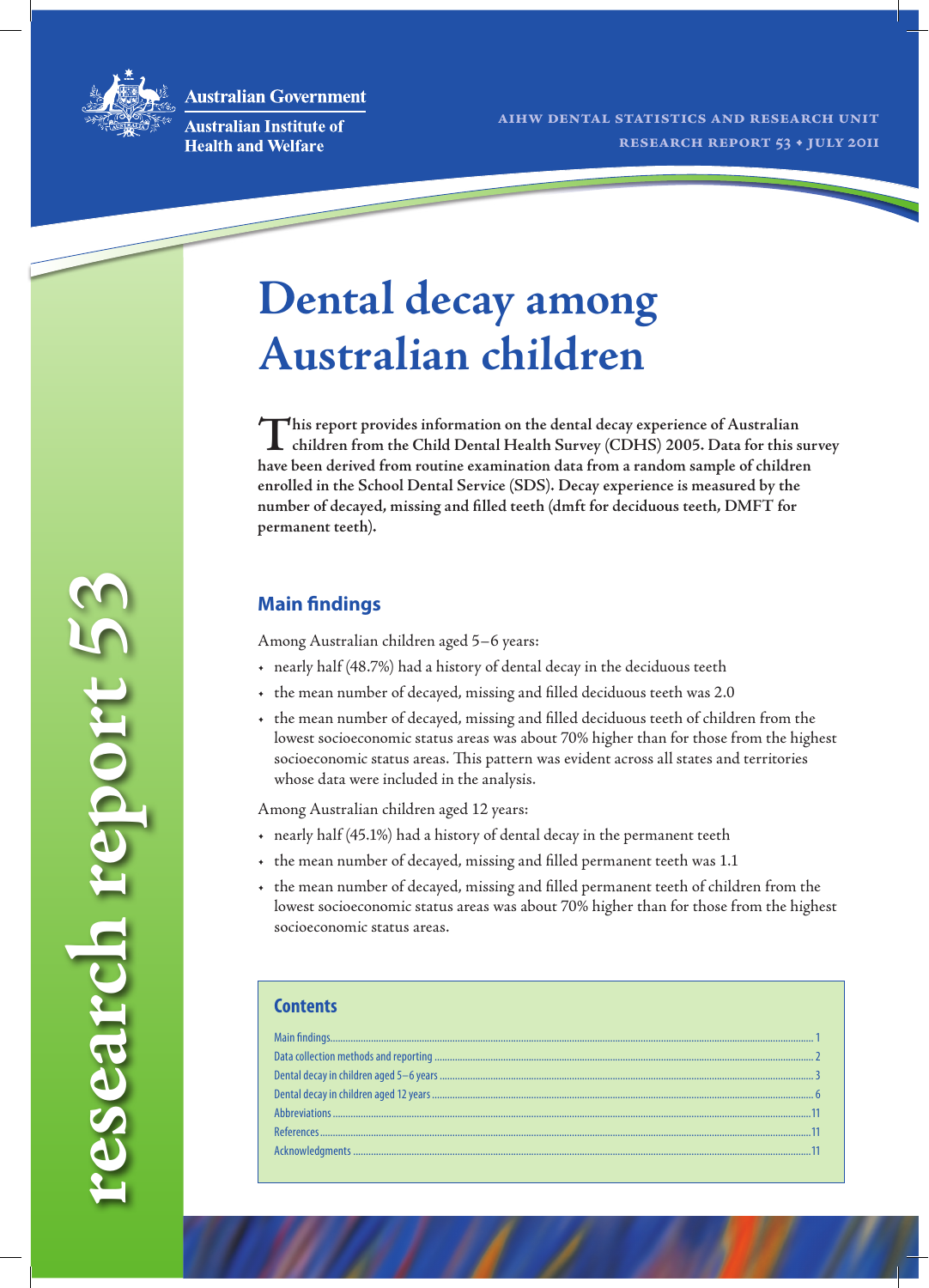Australian Government

Australian Institute of Health and Welfare

AIHW DENTAL STATISTICS AND RESEARCH UNIT

RESEARCH REPORT 53 • JULY 2011

research report 53

# Dental decay among Australian children

**This report provides information on the dental decay experience of Australian children from the Child Dental Health Survey (CDHS) 2005. Data for this survey have been derived from routine examination data from a random sample of children enrolled in the School Dental Service (SDS). Decay experience is measured by the number of decayed, missing and filled teeth (dmft for deciduous teeth, DMFT for permanent teeth).**

## Main findings

Among Australian children aged 5–6 years:

- nearly half (48.7%) had a history of dental decay in the deciduous teeth
- the mean number of decayed, missing and filled deciduous teeth was 2.0
- the mean number of decayed, missing and filled deciduous teeth of children from the lowest socioeconomic status areas was about 70% higher than for those from the highest socioeconomic status areas. This pattern was evident across all states and territories whose data were included in the analysis.

Among Australian children aged 12 years:

- nearly half (45.1%) had a history of dental decay in the permanent teeth
- the mean number of decayed, missing and filled permanent teeth was 1.1
- the mean number of decayed, missing and filled permanent teeth of children from the lowest socioeconomic status areas was about 70% higher than for those from the highest socioeconomic status areas.

## Contents

| | |
|---|---|
| Main findings | 1 |
| Data collection methods and reporting | 2 |
| Dental decay in children aged 5–6 years | 3 |
| Dental decay in children aged 12 years | 6 |
| Abbreviations | 11 |
| References | 11 |
| Acknowledgments | 11 |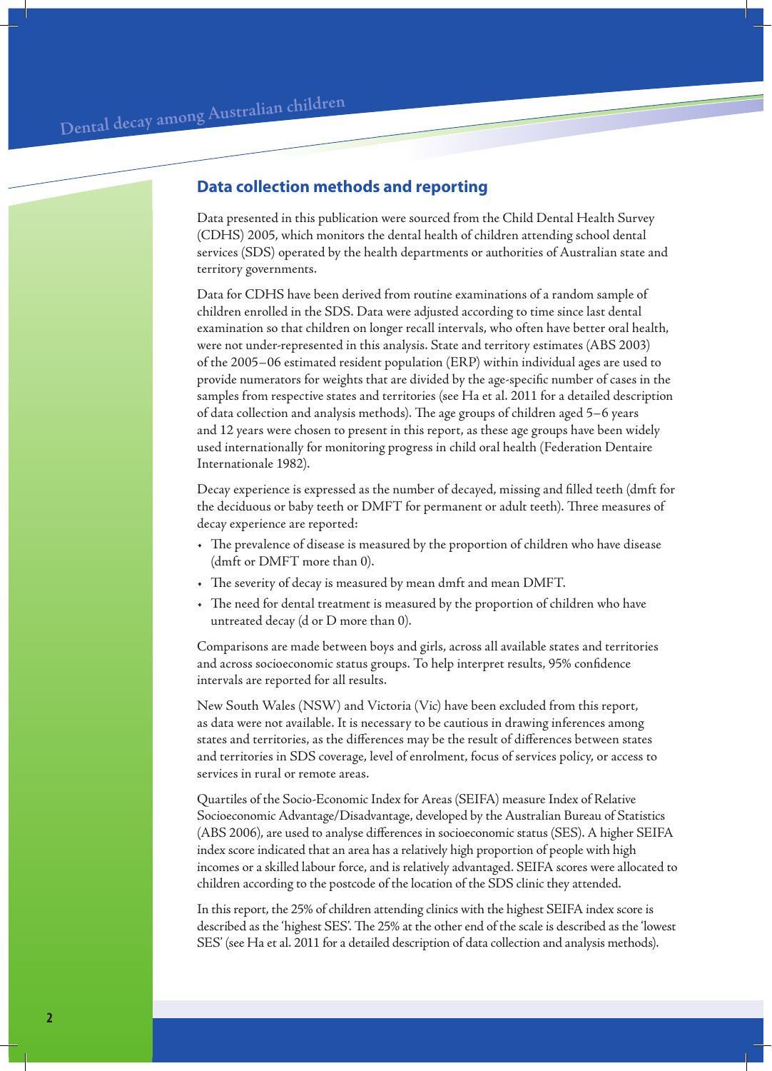## Data collection methods and reporting

Data presented in this publication were sourced from the Child Dental Health Survey (CDHS) 2005, which monitors the dental health of children attending school dental services (SDS) operated by the health departments or authorities of Australian state and territory governments.

Data for CDHS have been derived from routine examinations of a random sample of children enrolled in the SDS. Data were adjusted according to time since last dental examination so that children on longer recall intervals, who often have better oral health, were not under-represented in this analysis. State and territory estimates (ABS 2003) of the 2005–06 estimated resident population (ERP) within individual ages are used to provide numerators for weights that are divided by the age-specific number of cases in the samples from respective states and territories (see Ha et al. 2011 for a detailed description of data collection and analysis methods). The age groups of children aged 5–6 years and 12 years were chosen to present in this report, as these age groups have been widely used internationally for monitoring progress in child oral health (Federation Dentaire Internationale 1982).

Decay experience is expressed as the number of decayed, missing and filled teeth (dmft for the deciduous or baby teeth or DMFT for permanent or adult teeth). Three measures of decay experience are reported:

- The prevalence of disease is measured by the proportion of children who have disease (dmft or DMFT more than 0).
- The severity of decay is measured by mean dmft and mean DMFT.
- The need for dental treatment is measured by the proportion of children who have untreated decay (d or D more than 0).

Comparisons are made between boys and girls, across all available states and territories and across socioeconomic status groups. To help interpret results, 95% confidence intervals are reported for all results.

New South Wales (NSW) and Victoria (Vic) have been excluded from this report, as data were not available. It is necessary to be cautious in drawing inferences among states and territories, as the differences may be the result of differences between states and territories in SDS coverage, level of enrolment, focus of services policy, or access to services in rural or remote areas.

Quartiles of the Socio-Economic Index for Areas (SEIFA) measure Index of Relative Socioeconomic Advantage/Disadvantage, developed by the Australian Bureau of Statistics (ABS 2006), are used to analyse differences in socioeconomic status (SES). A higher SEIFA index score indicated that an area has a relatively high proportion of people with high incomes or a skilled labour force, and is relatively advantaged. SEIFA scores were allocated to children according to the postcode of the location of the SDS clinic they attended.

In this report, the 25% of children attending clinics with the highest SEIFA index score is described as the 'highest SES'. The 25% at the other end of the scale is described as the 'lowest SES' (see Ha et al. 2011 for a detailed description of data collection and analysis methods).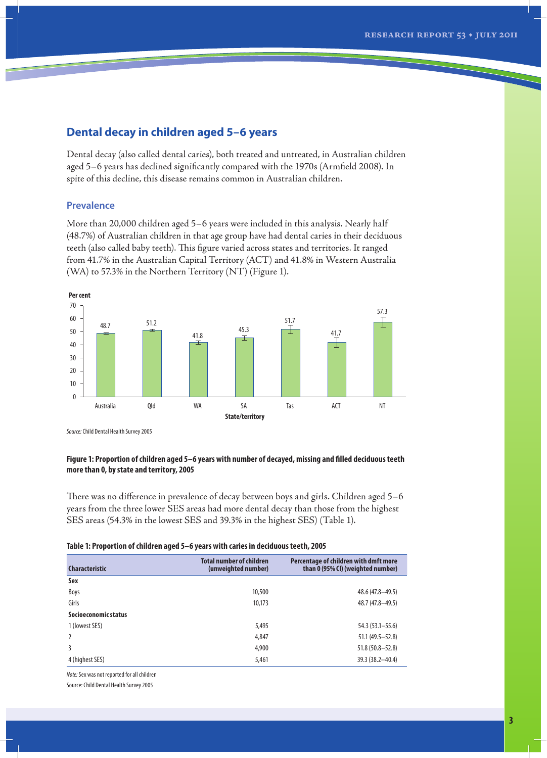## Dental decay in children aged 5–6 years

Dental decay (also called dental caries), both treated and untreated, in Australian children aged 5–6 years has declined significantly compared with the 1970s (Armfield 2008). In spite of this decline, this disease remains common in Australian children.

### Prevalence

More than 20,000 children aged 5–6 years were included in this analysis. Nearly half (48.7%) of Australian children in that age group have had dental caries in their deciduous teeth (also called baby teeth). This figure varied across states and territories. It ranged from 41.7% in the Australian Capital Territory (ACT) and 41.8% in Western Australia (WA) to 57.3% in the Northern Territory (NT) (Figure 1).

| State/territory | Per cent |
|---|---|
| Australia | 48.7 |
| Qld | 51.2 |
| WA | 41.8 |
| SA | 45.3 |
| Tas | 51.7 |
| ACT | 41.7 |
| NT | 57.3 |

*Source:* Child Dental Health Survey 2005

**Figure 1: Proportion of children aged 5–6 years with number of decayed, missing and filled deciduous teeth more than 0, by state and territory, 2005**

There was no difference in prevalence of decay between boys and girls. Children aged 5–6 years from the three lower SES areas had more dental decay than those from the highest SES areas (54.3% in the lowest SES and 39.3% in the highest SES) (Table 1).

**Table 1: Proportion of children aged 5–6 years with caries in deciduous teeth, 2005**

| Characteristic | Total number of children (unweighted number) | Percentage of children with dmft more than 0 (95% CI) (weighted number) |
|---|---|---|
| **Sex** | | |
| Boys | 10,500 | 48.6 (47.8–49.5) |
| Girls | 10,173 | 48.7 (47.8–49.5) |
| **Socioeconomic status** | | |
| 1 (lowest SES) | 5,495 | 54.3 (53.1–55.6) |
| 2 | 4,847 | 51.1 (49.5–52.8) |
| 3 | 4,900 | 51.8 (50.8–52.8) |
| 4 (highest SES) | 5,461 | 39.3 (38.2–40.4) |

*Note:* Sex was not reported for all children

Source: Child Dental Health Survey 2005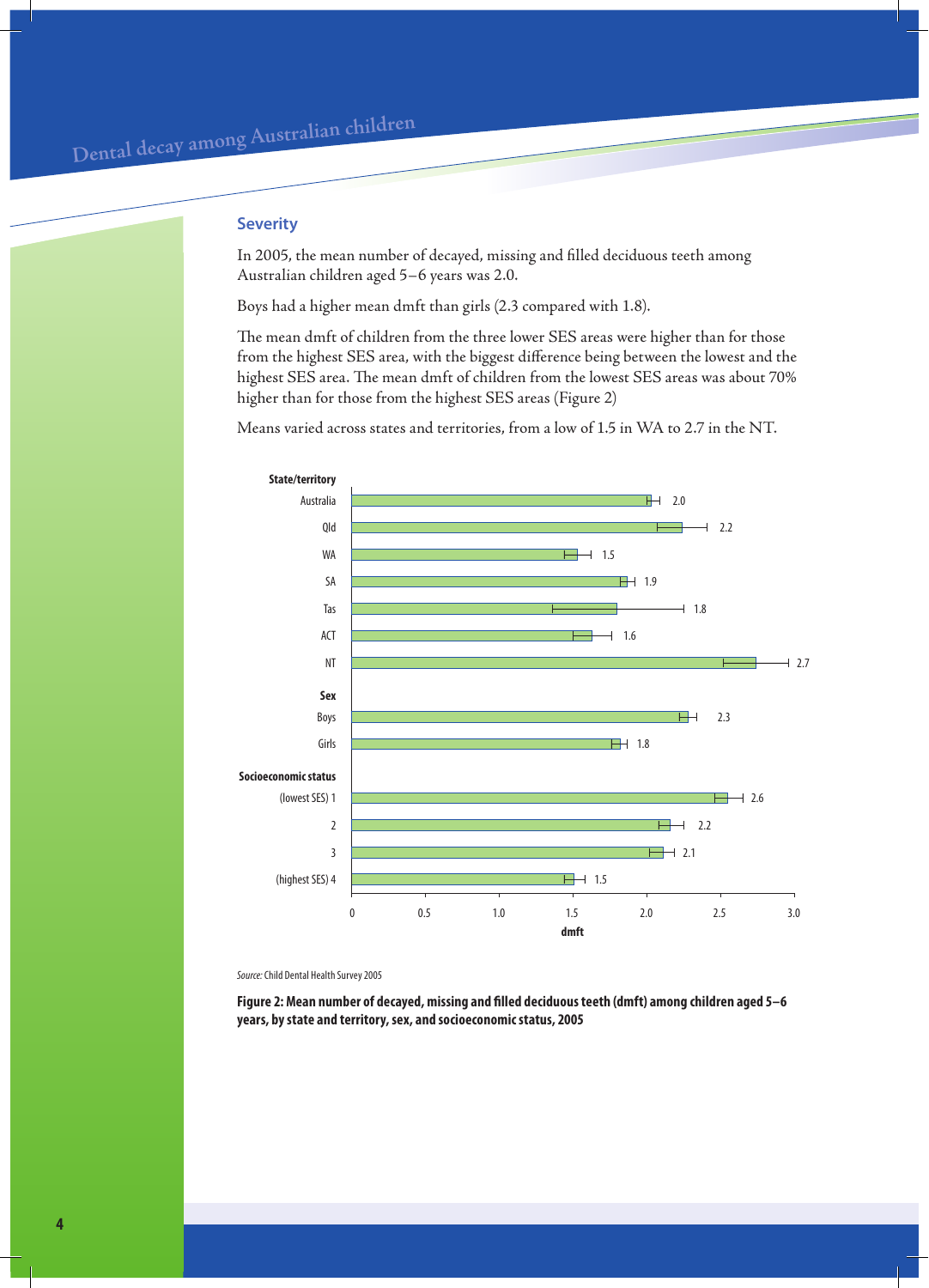## Severity

In 2005, the mean number of decayed, missing and filled deciduous teeth among Australian children aged 5–6 years was 2.0.

Boys had a higher mean dmft than girls (2.3 compared with 1.8).

The mean dmft of children from the three lower SES areas were higher than for those from the highest SES area, with the biggest difference being between the lowest and the highest SES area. The mean dmft of children from the lowest SES areas was about 70% higher than for those from the highest SES areas (Figure 2)

Means varied across states and territories, from a low of 1.5 in WA to 2.7 in the NT.

| Category | dmft |
|---|---|
| **State/territory** | |
| Australia | 2.0 |
| Qld | 2.2 |
| WA | 1.5 |
| SA | 1.9 |
| Tas | 1.8 |
| ACT | 1.6 |
| NT | 2.7 |
| **Sex** | |
| Boys | 2.3 |
| Girls | 1.8 |
| **Socioeconomic status** | |
| (lowest SES) 1 | 2.6 |
| 2 | 2.2 |
| 3 | 2.1 |
| (highest SES) 4 | 1.5 |

*Source:* Child Dental Health Survey 2005

**Figure 2: Mean number of decayed, missing and filled deciduous teeth (dmft) among children aged 5–6 years, by state and territory, sex, and socioeconomic status, 2005**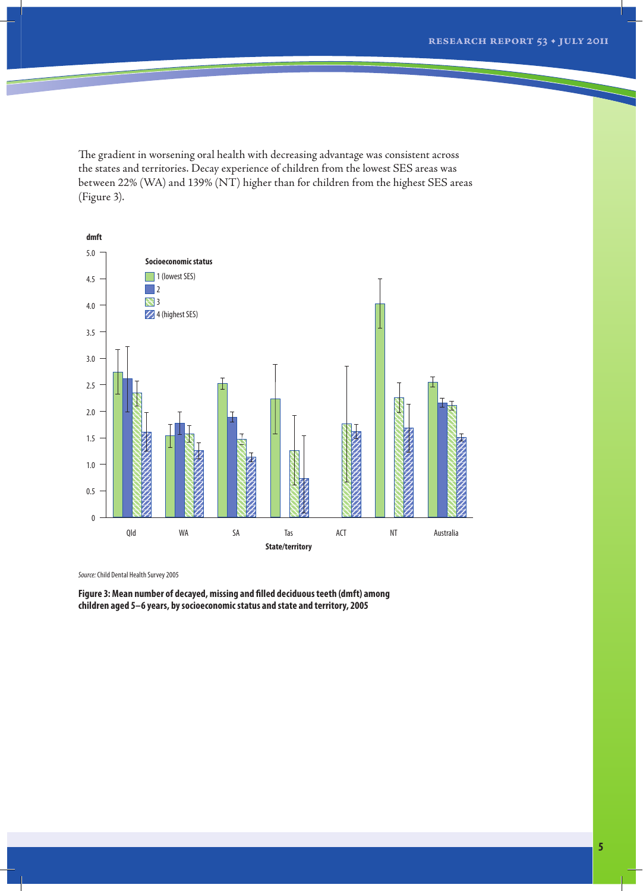The gradient in worsening oral health with decreasing advantage was consistent across the states and territories. Decay experience of children from the lowest SES areas was between 22% (WA) and 139% (NT) higher than for children from the highest SES areas (Figure 3).

*Source:* Child Dental Health Survey 2005

**Figure 3: Mean number of decayed, missing and filled deciduous teeth (dmft) among children aged 5–6 years, by socioeconomic status and state and territory, 2005**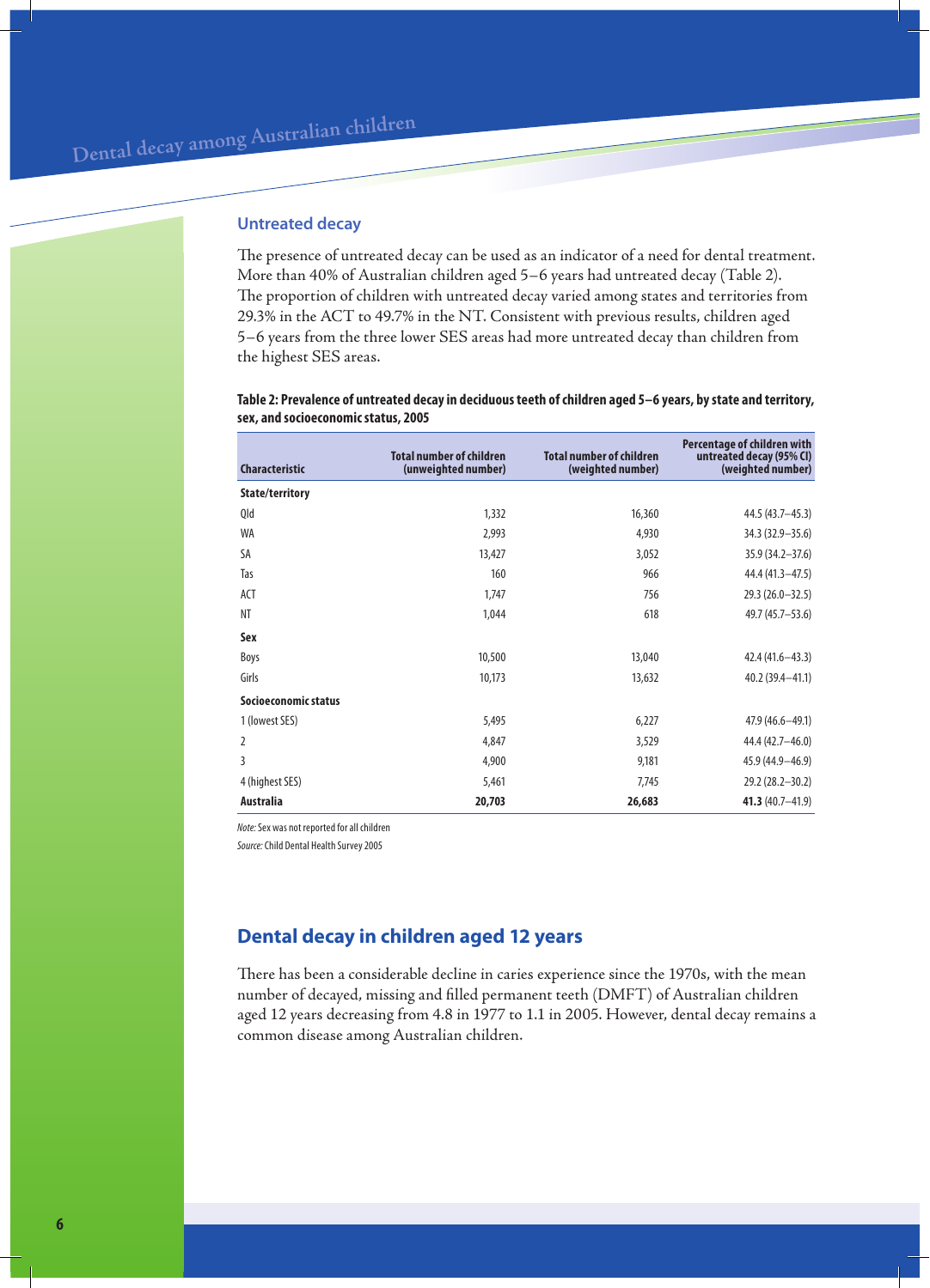## Untreated decay

The presence of untreated decay can be used as an indicator of a need for dental treatment. More than 40% of Australian children aged 5–6 years had untreated decay (Table 2). The proportion of children with untreated decay varied among states and territories from 29.3% in the ACT to 49.7% in the NT. Consistent with previous results, children aged 5–6 years from the three lower SES areas had more untreated decay than children from the highest SES areas.

**Table 2: Prevalence of untreated decay in deciduous teeth of children aged 5–6 years, by state and territory, sex, and socioeconomic status, 2005**

| Characteristic | Total number of children (unweighted number) | Total number of children (weighted number) | Percentage of children with untreated decay (95% CI) (weighted number) |
|---|---|---|---|
| **State/territory** | | | |
| Qld | 1,332 | 16,360 | 44.5 (43.7–45.3) |
| WA | 2,993 | 4,930 | 34.3 (32.9–35.6) |
| SA | 13,427 | 3,052 | 35.9 (34.2–37.6) |
| Tas | 160 | 966 | 44.4 (41.3–47.5) |
| ACT | 1,747 | 756 | 29.3 (26.0–32.5) |
| NT | 1,044 | 618 | 49.7 (45.7–53.6) |
| **Sex** | | | |
| Boys | 10,500 | 13,040 | 42.4 (41.6–43.3) |
| Girls | 10,173 | 13,632 | 40.2 (39.4–41.1) |
| **Socioeconomic status** | | | |
| 1 (lowest SES) | 5,495 | 6,227 | 47.9 (46.6–49.1) |
| 2 | 4,847 | 3,529 | 44.4 (42.7–46.0) |
| 3 | 4,900 | 9,181 | 45.9 (44.9–46.9) |
| 4 (highest SES) | 5,461 | 7,745 | 29.2 (28.2–30.2) |
| **Australia** | **20,703** | **26,683** | **41.3** (40.7–41.9) |

*Note:* Sex was not reported for all children

*Source:* Child Dental Health Survey 2005

## Dental decay in children aged 12 years

There has been a considerable decline in caries experience since the 1970s, with the mean number of decayed, missing and filled permanent teeth (DMFT) of Australian children aged 12 years decreasing from 4.8 in 1977 to 1.1 in 2005. However, dental decay remains a common disease among Australian children.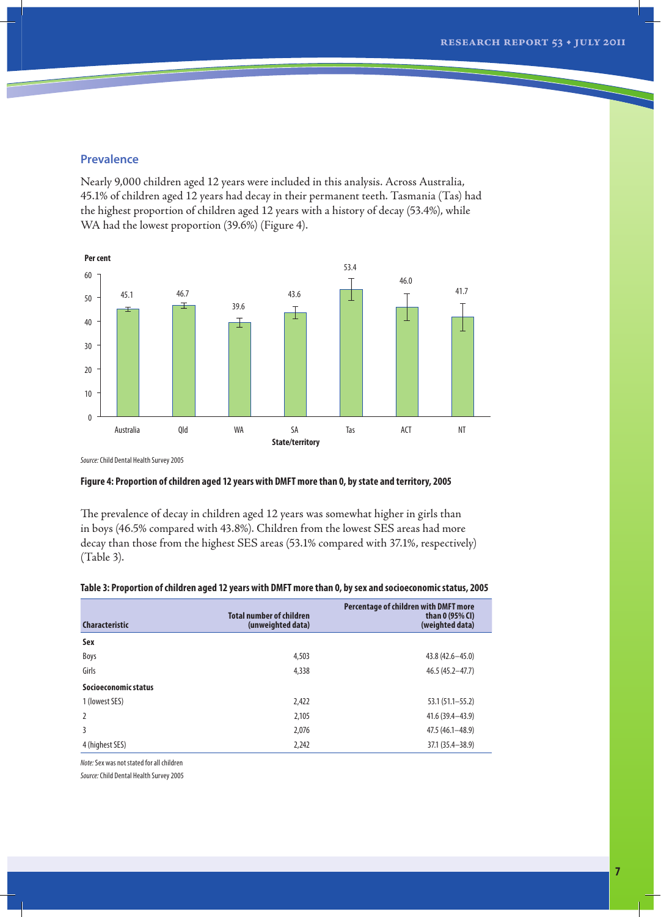## Prevalence

Nearly 9,000 children aged 12 years were included in this analysis. Across Australia, 45.1% of children aged 12 years had decay in their permanent teeth. Tasmania (Tas) had the highest proportion of children aged 12 years with a history of decay (53.4%), while WA had the lowest proportion (39.6%) (Figure 4).

| State/territory | Per cent |
|---|---|
| Australia | 45.1 |
| Qld | 46.7 |
| WA | 39.6 |
| SA | 43.6 |
| Tas | 53.4 |
| ACT | 46.0 |
| NT | 41.7 |

*Source:* Child Dental Health Survey 2005

**Figure 4: Proportion of children aged 12 years with DMFT more than 0, by state and territory, 2005**

The prevalence of decay in children aged 12 years was somewhat higher in girls than in boys (46.5% compared with 43.8%). Children from the lowest SES areas had more decay than those from the highest SES areas (53.1% compared with 37.1%, respectively) (Table 3).

**Table 3: Proportion of children aged 12 years with DMFT more than 0, by sex and socioeconomic status, 2005**

| Characteristic | Total number of children (unweighted data) | Percentage of children with DMFT more than 0 (95% CI) (weighted data) |
|---|---|---|
| **Sex** | | |
| Boys | 4,503 | 43.8 (42.6–45.0) |
| Girls | 4,338 | 46.5 (45.2–47.7) |
| **Socioeconomic status** | | |
| 1 (lowest SES) | 2,422 | 53.1 (51.1–55.2) |
| 2 | 2,105 | 41.6 (39.4–43.9) |
| 3 | 2,076 | 47.5 (46.1–48.9) |
| 4 (highest SES) | 2,242 | 37.1 (35.4–38.9) |

*Note:* Sex was not stated for all children

*Source:* Child Dental Health Survey 2005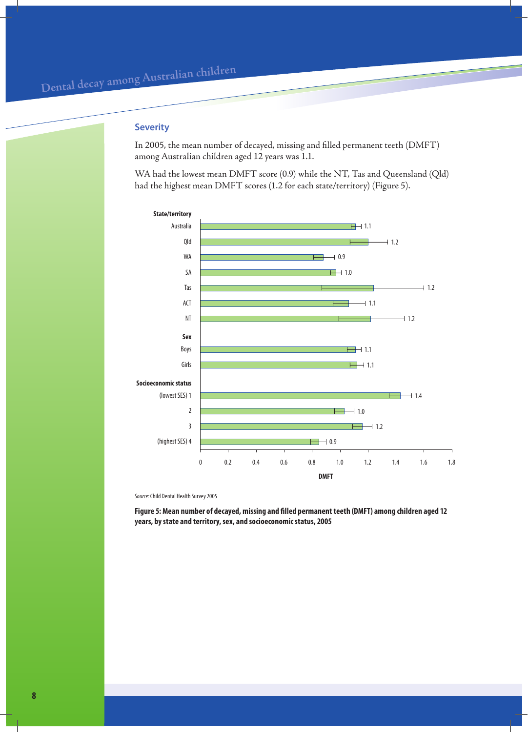## Severity

In 2005, the mean number of decayed, missing and filled permanent teeth (DMFT) among Australian children aged 12 years was 1.1.

WA had the lowest mean DMFT score (0.9) while the NT, Tas and Queensland (Qld) had the highest mean DMFT scores (1.2 for each state/territory) (Figure 5).

| State/territory | DMFT |
|---|---|
| Australia | 1.1 |
| Qld | 1.2 |
| WA | 0.9 |
| SA | 1.0 |
| Tas | 1.2 |
| ACT | 1.1 |
| NT | 1.2 |
| **Sex** | |
| Boys | 1.1 |
| Girls | 1.1 |
| **Socioeconomic status** | |
| (lowest SES) 1 | 1.4 |
| 2 | 1.0 |
| 3 | 1.2 |
| (highest SES) 4 | 0.9 |

*Source:* Child Dental Health Survey 2005

**Figure 5: Mean number of decayed, missing and filled permanent teeth (DMFT) among children aged 12 years, by state and territory, sex, and socioeconomic status, 2005**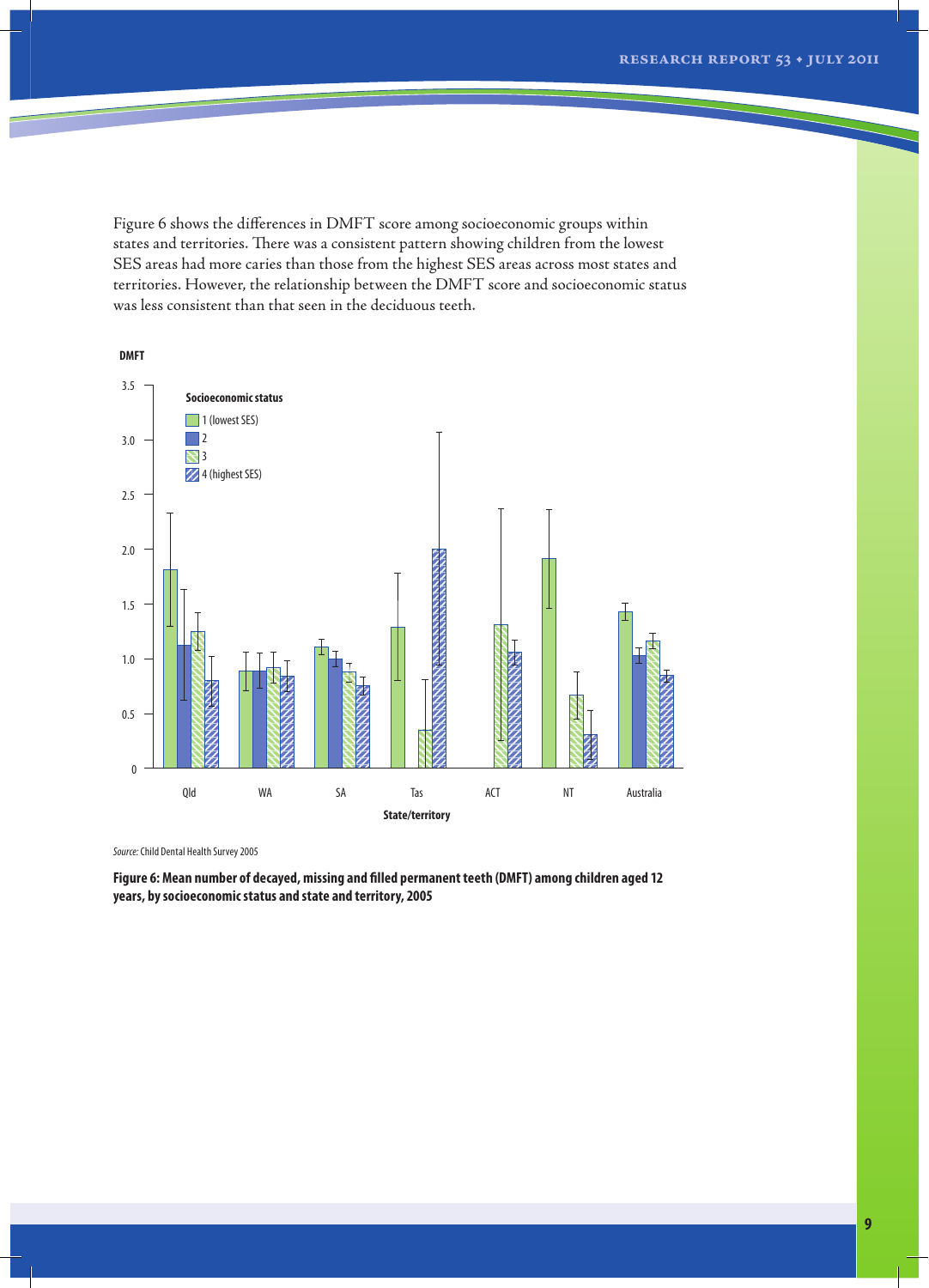Figure 6 shows the differences in DMFT score among socioeconomic groups within states and territories. There was a consistent pattern showing children from the lowest SES areas had more caries than those from the highest SES areas across most states and territories. However, the relationship between the DMFT score and socioeconomic status was less consistent than that seen in the deciduous teeth.

*Source:* Child Dental Health Survey 2005

**Figure 6: Mean number of decayed, missing and filled permanent teeth (DMFT) among children aged 12 years, by socioeconomic status and state and territory, 2005**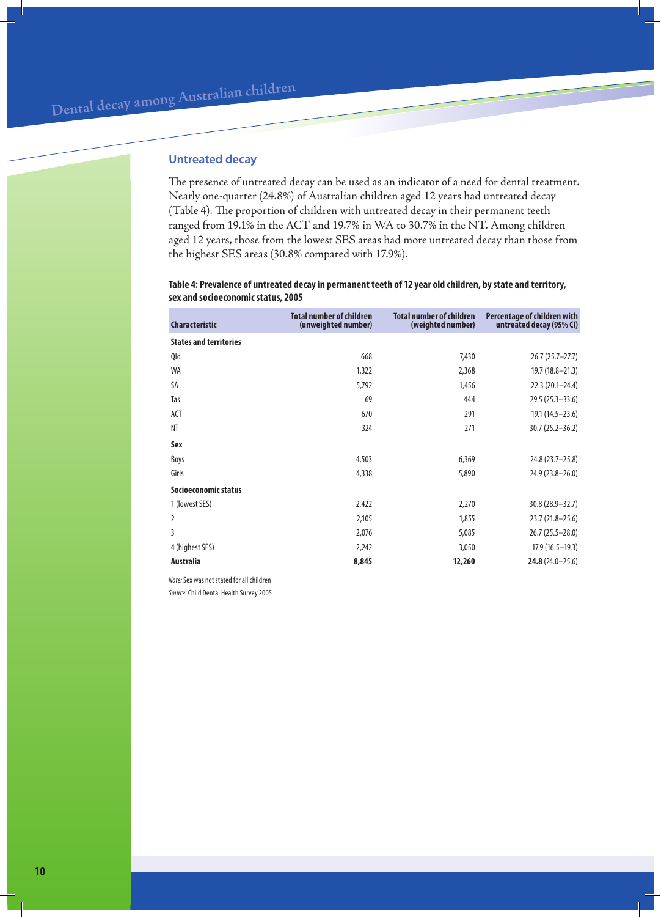## Untreated decay

The presence of untreated decay can be used as an indicator of a need for dental treatment. Nearly one-quarter (24.8%) of Australian children aged 12 years had untreated decay (Table 4). The proportion of children with untreated decay in their permanent teeth ranged from 19.1% in the ACT and 19.7% in WA to 30.7% in the NT. Among children aged 12 years, those from the lowest SES areas had more untreated decay than those from the highest SES areas (30.8% compared with 17.9%).

**Table 4: Prevalence of untreated decay in permanent teeth of 12 year old children, by state and territory, sex and socioeconomic status, 2005**

| Characteristic | Total number of children (unweighted number) | Total number of children (weighted number) | Percentage of children with untreated decay (95% CI) |
|---|---|---|---|
| **States and territories** | | | |
| Qld | 668 | 7,430 | 26.7 (25.7–27.7) |
| WA | 1,322 | 2,368 | 19.7 (18.8–21.3) |
| SA | 5,792 | 1,456 | 22.3 (20.1–24.4) |
| Tas | 69 | 444 | 29.5 (25.3–33.6) |
| ACT | 670 | 291 | 19.1 (14.5–23.6) |
| NT | 324 | 271 | 30.7 (25.2–36.2) |
| **Sex** | | | |
| Boys | 4,503 | 6,369 | 24.8 (23.7–25.8) |
| Girls | 4,338 | 5,890 | 24.9 (23.8–26.0) |
| **Socioeconomic status** | | | |
| 1 (lowest SES) | 2,422 | 2,270 | 30.8 (28.9–32.7) |
| 2 | 2,105 | 1,855 | 23.7 (21.8–25.6) |
| 3 | 2,076 | 5,085 | 26.7 (25.5–28.0) |
| 4 (highest SES) | 2,242 | 3,050 | 17.9 (16.5–19.3) |
| **Australia** | **8,845** | **12,260** | **24.8** (24.0–25.6) |

*Note:* Sex was not stated for all children

*Source:* Child Dental Health Survey 2005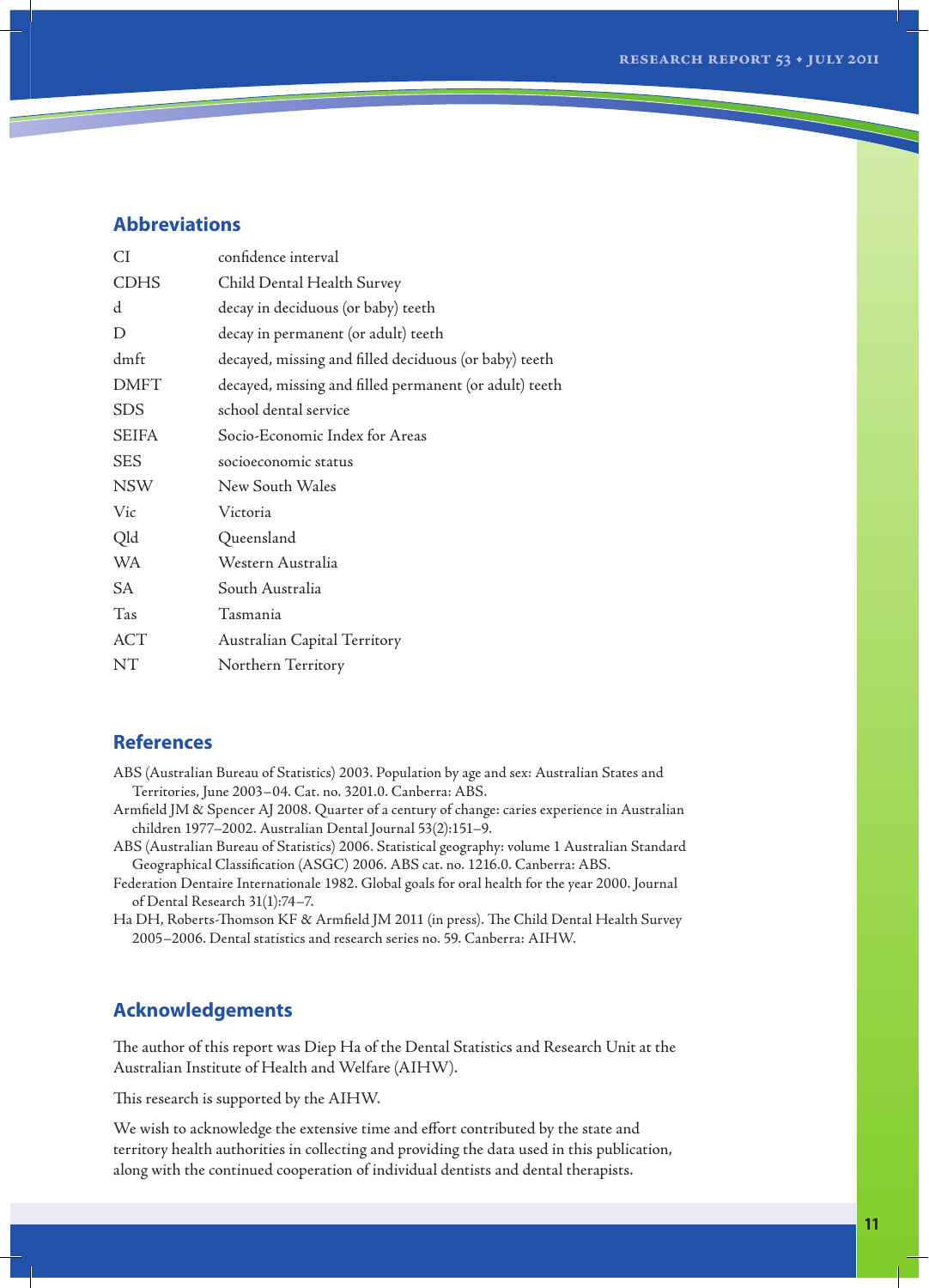## Abbreviations

| | |
|---|---|
| CI | confidence interval |
| CDHS | Child Dental Health Survey |
| d | decay in deciduous (or baby) teeth |
| D | decay in permanent (or adult) teeth |
| dmft | decayed, missing and filled deciduous (or baby) teeth |
| DMFT | decayed, missing and filled permanent (or adult) teeth |
| SDS | school dental service |
| SEIFA | Socio-Economic Index for Areas |
| SES | socioeconomic status |
| NSW | New South Wales |
| Vic | Victoria |
| Qld | Queensland |
| WA | Western Australia |
| SA | South Australia |
| Tas | Tasmania |
| ACT | Australian Capital Territory |
| NT | Northern Territory |

## References

ABS (Australian Bureau of Statistics) 2003. Population by age and sex: Australian States and Territories, June 2003–04. Cat. no. 3201.0. Canberra: ABS.

Armfield JM & Spencer AJ 2008. Quarter of a century of change: caries experience in Australian children 1977–2002. Australian Dental Journal 53(2):151–9.

ABS (Australian Bureau of Statistics) 2006. Statistical geography: volume 1 Australian Standard Geographical Classification (ASGC) 2006. ABS cat. no. 1216.0. Canberra: ABS.

Federation Dentaire Internationale 1982. Global goals for oral health for the year 2000. Journal of Dental Research 31(1):74–7.

Ha DH, Roberts-Thomson KF & Armfield JM 2011 (in press). The Child Dental Health Survey 2005–2006. Dental statistics and research series no. 59. Canberra: AIHW.

## Acknowledgements

The author of this report was Diep Ha of the Dental Statistics and Research Unit at the Australian Institute of Health and Welfare (AIHW).

This research is supported by the AIHW.

We wish to acknowledge the extensive time and effort contributed by the state and territory health authorities in collecting and providing the data used in this publication, along with the continued cooperation of individual dentists and dental therapists.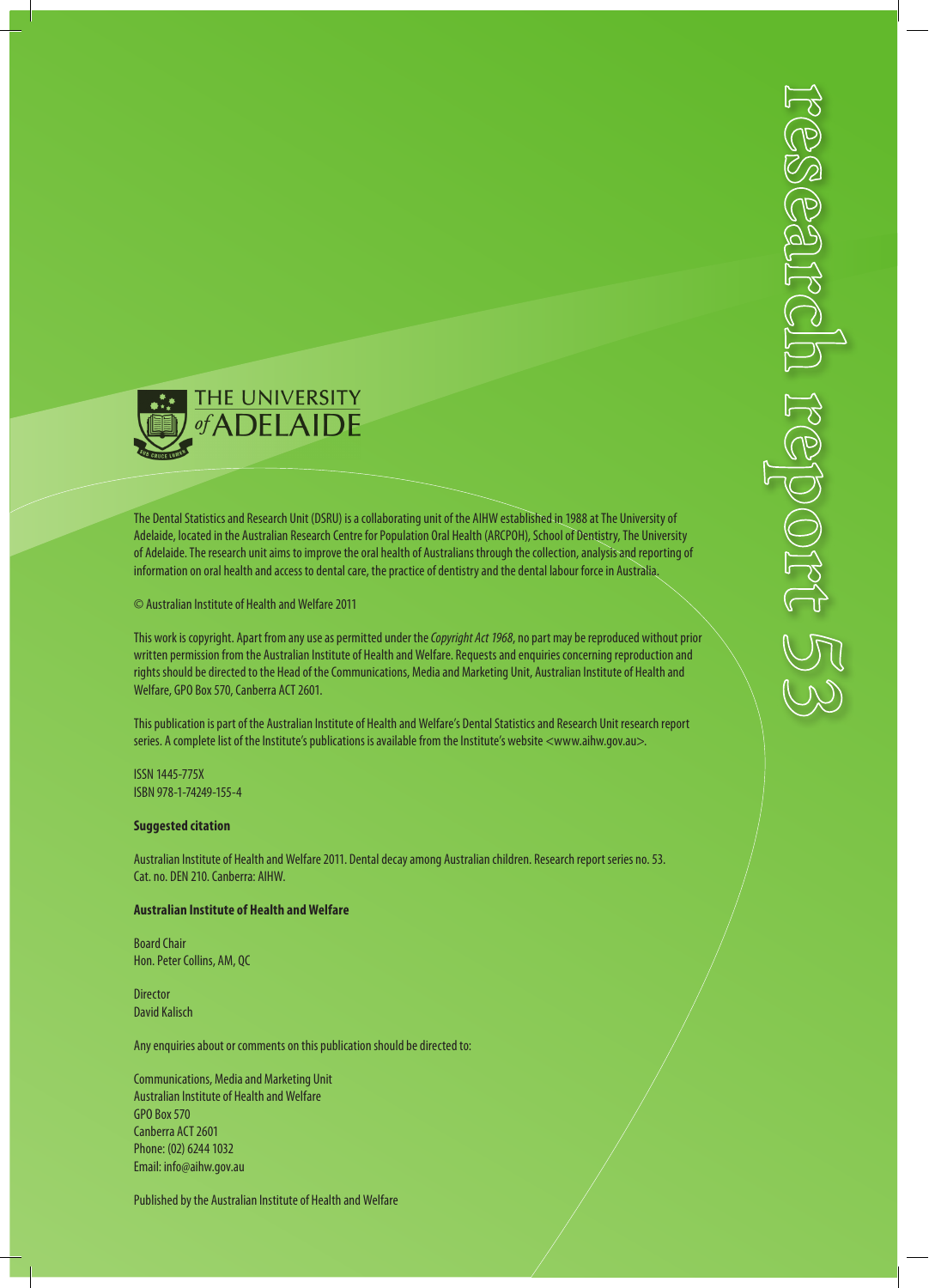research report 53

THE UNIVERSITY of ADELAIDE

The Dental Statistics and Research Unit (DSRU) is a collaborating unit of the AIHW established in 1988 at The University of Adelaide, located in the Australian Research Centre for Population Oral Health (ARCPOH), School of Dentistry, The University of Adelaide. The research unit aims to improve the oral health of Australians through the collection, analysis and reporting of information on oral health and access to dental care, the practice of dentistry and the dental labour force in Australia.

© Australian Institute of Health and Welfare 2011

This work is copyright. Apart from any use as permitted under the *Copyright Act 1968*, no part may be reproduced without prior written permission from the Australian Institute of Health and Welfare. Requests and enquiries concerning reproduction and rights should be directed to the Head of the Communications, Media and Marketing Unit, Australian Institute of Health and Welfare, GPO Box 570, Canberra ACT 2601.

This publication is part of the Australian Institute of Health and Welfare's Dental Statistics and Research Unit research report series. A complete list of the Institute's publications is available from the Institute's website <www.aihw.gov.au>.

ISSN 1445-775X
ISBN 978-1-74249-155-4

**Suggested citation**

Australian Institute of Health and Welfare 2011. Dental decay among Australian children. Research report series no. 53. Cat. no. DEN 210. Canberra: AIHW.

**Australian Institute of Health and Welfare**

Board Chair
Hon. Peter Collins, AM, QC

Director
David Kalisch

Any enquiries about or comments on this publication should be directed to:

Communications, Media and Marketing Unit
Australian Institute of Health and Welfare
GPO Box 570
Canberra ACT 2601
Phone: (02) 6244 1032
Email: info@aihw.gov.au

Published by the Australian Institute of Health and Welfare